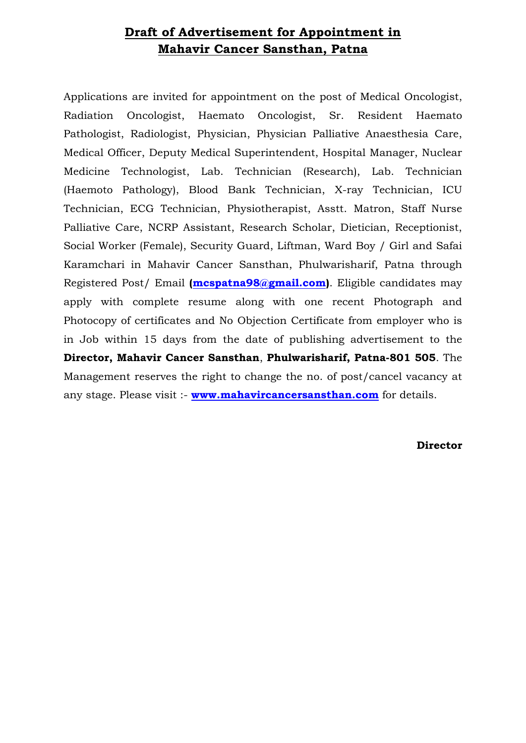# Draft of Advertisement for Appointment in Mahavir Cancer Sansthan, Patna

Applications are invited for appointment on the post of Medical Oncologist, Radiation Oncologist, Haemato Oncologist, Sr. Resident Haemato Pathologist, Radiologist, Physician, Physician Palliative Anaesthesia Care, Medical Officer, Deputy Medical Superintendent, Hospital Manager, Nuclear Medicine Technologist, Lab. Technician (Research), Lab. Technician (Haemoto Pathology), Blood Bank Technician, X-ray Technician, ICU Technician, ECG Technician, Physiotherapist, Asstt. Matron, Staff Nurse Palliative Care, NCRP Assistant, Research Scholar, Dietician, Receptionist, Social Worker (Female), Security Guard, Liftman, Ward Boy / Girl and Safai Karamchari in Mahavir Cancer Sansthan, Phulwarisharif, Patna through Registered Post/ Email **(mcspatna98@gmail.com)**. Eligible candidates may apply with complete resume along with one recent Photograph and Photocopy of certificates and No Objection Certificate from employer who is in Job within 15 days from the date of publishing advertisement to the **Director, Mahavir Cancer Sansthan**, **Phulwarisharif, Patna-801 505**. The Management reserves the right to change the no. of post/cancel vacancy at any stage. Please visit :- **www.mahavircancersansthan.com** for details.

**Director**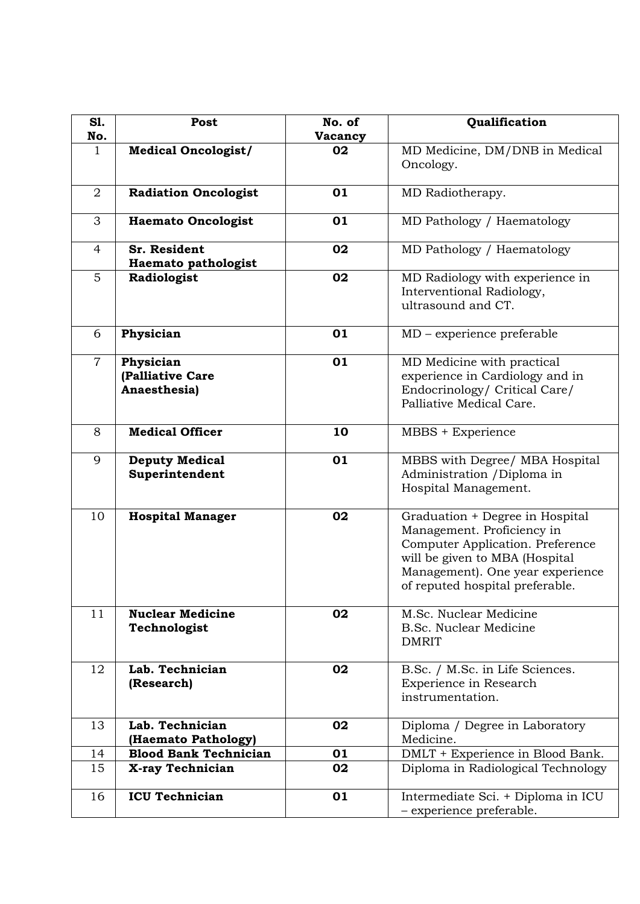| Sl. No. | Post | No. of Vacancy | Qualification |
|---|---|---|---|
| 1 | **Medical Oncologist/** | **02** | MD Medicine, DM/DNB in Medical Oncology. |
| 2 | **Radiation Oncologist** | **01** | MD Radiotherapy. |
| 3 | **Haemato Oncologist** | **01** | MD Pathology / Haematology |
| 4 | **Sr. Resident Haemato pathologist** | **02** | MD Pathology / Haematology |
| 5 | **Radiologist** | **02** | MD Radiology with experience in Interventional Radiology, ultrasound and CT. |
| 6 | **Physician** | **01** | MD – experience preferable |
| 7 | **Physician (Palliative Care Anaesthesia)** | **01** | MD Medicine with practical experience in Cardiology and in Endocrinology/ Critical Care/ Palliative Medical Care. |
| 8 | **Medical Officer** | **10** | MBBS + Experience |
| 9 | **Deputy Medical Superintendent** | **01** | MBBS with Degree/ MBA Hospital Administration /Diploma in Hospital Management. |
| 10 | **Hospital Manager** | **02** | Graduation + Degree in Hospital Management. Proficiency in Computer Application. Preference will be given to MBA (Hospital Management). One year experience of reputed hospital preferable. |
| 11 | **Nuclear Medicine Technologist** | **02** | M.Sc. Nuclear Medicine<br>B.Sc. Nuclear Medicine<br>DMRIT |
| 12 | **Lab. Technician (Research)** | **02** | B.Sc. / M.Sc. in Life Sciences. Experience in Research instrumentation. |
| 13 | **Lab. Technician (Haemato Pathology)** | **02** | Diploma / Degree in Laboratory Medicine. |
| 14 | **Blood Bank Technician** | **01** | DMLT + Experience in Blood Bank. |
| 15 | **X-ray Technician** | **02** | Diploma in Radiological Technology |
| 16 | **ICU Technician** | **01** | Intermediate Sci. + Diploma in ICU – experience preferable. |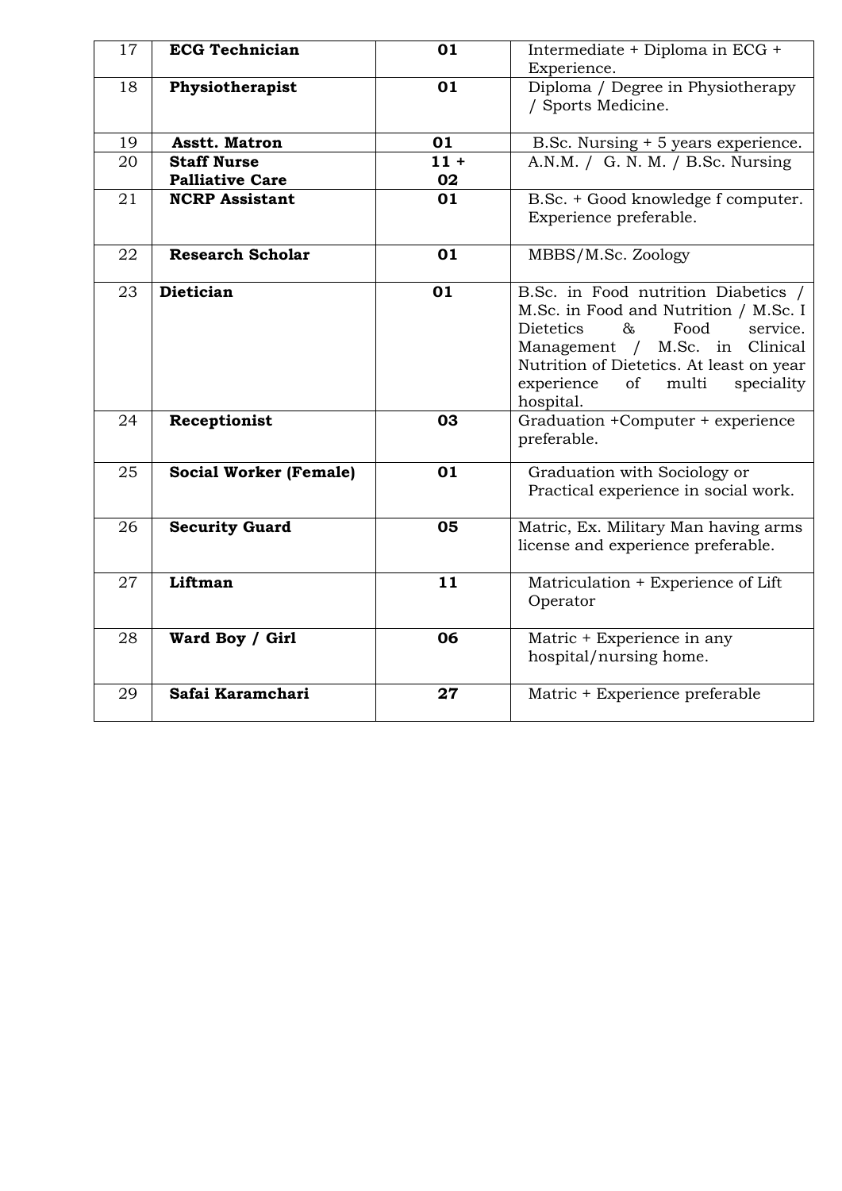| | | | |
|---|---|---|---|
| 17 | **ECG Technician** | **01** | Intermediate + Diploma in ECG + Experience. |
| 18 | **Physiotherapist** | **01** | Diploma / Degree in Physiotherapy / Sports Medicine. |
| 19 | **Asstt. Matron** | **01** | B.Sc. Nursing + 5 years experience. |
| 20 | **Staff Nurse Palliative Care** | **11 + 02** | A.N.M. / G. N. M. / B.Sc. Nursing |
| 21 | **NCRP Assistant** | **01** | B.Sc. + Good knowledge f computer. Experience preferable. |
| 22 | **Research Scholar** | **01** | MBBS/M.Sc. Zoology |
| 23 | **Dietician** | **01** | B.Sc. in Food nutrition Diabetics / M.Sc. in Food and Nutrition / M.Sc. I Dietetics & Food service. Management / M.Sc. in Clinical Nutrition of Dietetics. At least on year experience of multi speciality hospital. |
| 24 | **Receptionist** | **03** | Graduation +Computer + experience preferable. |
| 25 | **Social Worker (Female)** | **01** | Graduation with Sociology or Practical experience in social work. |
| 26 | **Security Guard** | **05** | Matric, Ex. Military Man having arms license and experience preferable. |
| 27 | **Liftman** | **11** | Matriculation + Experience of Lift Operator |
| 28 | **Ward Boy / Girl** | **06** | Matric + Experience in any hospital/nursing home. |
| 29 | **Safai Karamchari** | **27** | Matric + Experience preferable |